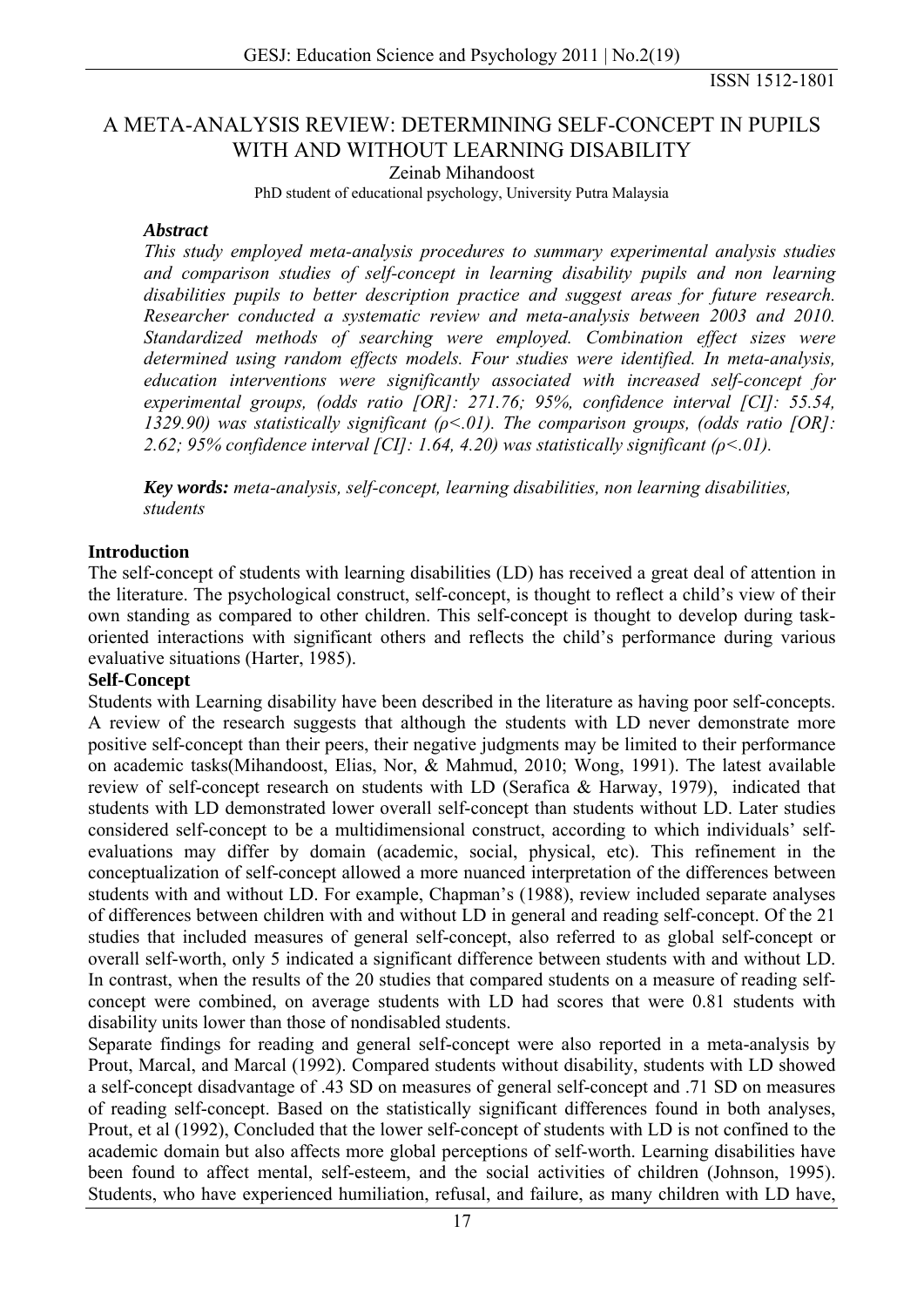# A META-ANALYSIS REVIEW: DETERMINING SELF-CONCEPT IN PUPILS WITH AND WITHOUT LEARNING DISABILITY

Zeinab Mihandoost

PhD student of educational psychology, University Putra Malaysia

### *Abstract*

*This study employed meta-analysis procedures to summary experimental analysis studies and comparison studies of self-concept in learning disability pupils and non learning disabilities pupils to better description practice and suggest areas for future research. Researcher conducted a systematic review and meta-analysis between 2003 and 2010. Standardized methods of searching were employed. Combination effect sizes were determined using random effects models. Four studies were identified. In meta-analysis, education interventions were significantly associated with increased self-concept for experimental groups, (odds ratio [OR]: 271.76; 95%, confidence interval [CI]: 55.54, 1329.90) was statistically significant (ρ<.01). The comparison groups, (odds ratio [OR]: 2.62; 95% confidence interval [CI]: 1.64, 4.20) was statistically significant (ρ<.01).*

***Key words:*** *meta-analysis, self-concept, learning disabilities, non learning disabilities, students*

## Introduction

The self-concept of students with learning disabilities (LD) has received a great deal of attention in the literature. The psychological construct, self-concept, is thought to reflect a child's view of their own standing as compared to other children. This self-concept is thought to develop during task-oriented interactions with significant others and reflects the child's performance during various evaluative situations (Harter, 1985).

## Self-Concept

Students with Learning disability have been described in the literature as having poor self-concepts. A review of the research suggests that although the students with LD never demonstrate more positive self-concept than their peers, their negative judgments may be limited to their performance on academic tasks(Mihandoost, Elias, Nor, & Mahmud, 2010; Wong, 1991). The latest available review of self-concept research on students with LD (Serafica & Harway, 1979), indicated that students with LD demonstrated lower overall self-concept than students without LD. Later studies considered self-concept to be a multidimensional construct, according to which individuals' self-evaluations may differ by domain (academic, social, physical, etc). This refinement in the conceptualization of self-concept allowed a more nuanced interpretation of the differences between students with and without LD. For example, Chapman's (1988), review included separate analyses of differences between children with and without LD in general and reading self-concept. Of the 21 studies that included measures of general self-concept, also referred to as global self-concept or overall self-worth, only 5 indicated a significant difference between students with and without LD. In contrast, when the results of the 20 studies that compared students on a measure of reading self-concept were combined, on average students with LD had scores that were 0.81 students with disability units lower than those of nondisabled students.

Separate findings for reading and general self-concept were also reported in a meta-analysis by Prout, Marcal, and Marcal (1992). Compared students without disability, students with LD showed a self-concept disadvantage of .43 SD on measures of general self-concept and .71 SD on measures of reading self-concept. Based on the statistically significant differences found in both analyses, Prout, et al (1992), Concluded that the lower self-concept of students with LD is not confined to the academic domain but also affects more global perceptions of self-worth. Learning disabilities have been found to affect mental, self-esteem, and the social activities of children (Johnson, 1995). Students, who have experienced humiliation, refusal, and failure, as many children with LD have,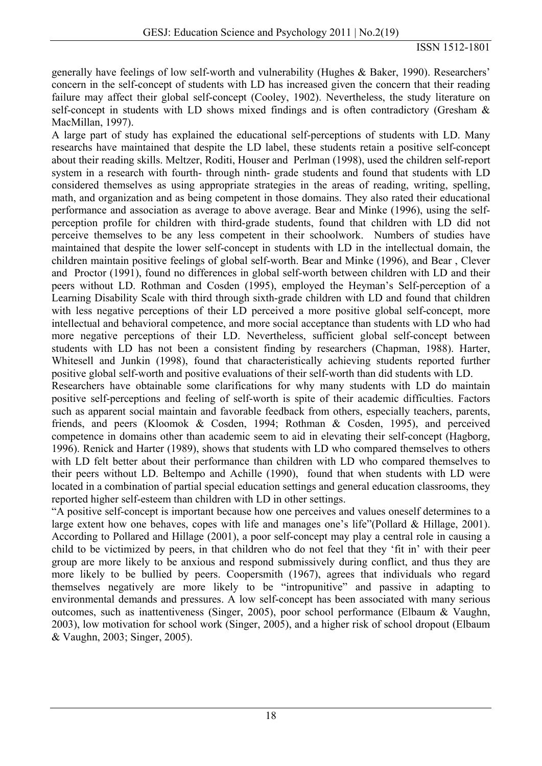generally have feelings of low self-worth and vulnerability (Hughes & Baker, 1990). Researchers' concern in the self-concept of students with LD has increased given the concern that their reading failure may affect their global self-concept (Cooley, 1902). Nevertheless, the study literature on self-concept in students with LD shows mixed findings and is often contradictory (Gresham & MacMillan, 1997).

A large part of study has explained the educational self-perceptions of students with LD. Many researchs have maintained that despite the LD label, these students retain a positive self-concept about their reading skills. Meltzer, Roditi, Houser and Perlman (1998), used the children self-report system in a research with fourth- through ninth- grade students and found that students with LD considered themselves as using appropriate strategies in the areas of reading, writing, spelling, math, and organization and as being competent in those domains. They also rated their educational performance and association as average to above average. Bear and Minke (1996), using the self-perception profile for children with third-grade students, found that children with LD did not perceive themselves to be any less competent in their schoolwork. Numbers of studies have maintained that despite the lower self-concept in students with LD in the intellectual domain, the children maintain positive feelings of global self-worth. Bear and Minke (1996), and Bear , Clever and Proctor (1991), found no differences in global self-worth between children with LD and their peers without LD. Rothman and Cosden (1995), employed the Heyman's Self-perception of a Learning Disability Scale with third through sixth-grade children with LD and found that children with less negative perceptions of their LD perceived a more positive global self-concept, more intellectual and behavioral competence, and more social acceptance than students with LD who had more negative perceptions of their LD. Nevertheless, sufficient global self-concept between students with LD has not been a consistent finding by researchers (Chapman, 1988). Harter, Whitesell and Junkin (1998), found that characteristically achieving students reported further positive global self-worth and positive evaluations of their self-worth than did students with LD.

Researchers have obtainable some clarifications for why many students with LD do maintain positive self-perceptions and feeling of self-worth is spite of their academic difficulties. Factors such as apparent social maintain and favorable feedback from others, especially teachers, parents, friends, and peers (Kloomok & Cosden, 1994; Rothman & Cosden, 1995), and perceived competence in domains other than academic seem to aid in elevating their self-concept (Hagborg, 1996). Renick and Harter (1989), shows that students with LD who compared themselves to others with LD felt better about their performance than children with LD who compared themselves to their peers without LD. Beltempo and Achille (1990), found that when students with LD were located in a combination of partial special education settings and general education classrooms, they reported higher self-esteem than children with LD in other settings.

"A positive self-concept is important because how one perceives and values oneself determines to a large extent how one behaves, copes with life and manages one's life"(Pollard & Hillage, 2001). According to Pollared and Hillage (2001), a poor self-concept may play a central role in causing a child to be victimized by peers, in that children who do not feel that they 'fit in' with their peer group are more likely to be anxious and respond submissively during conflict, and thus they are more likely to be bullied by peers. Coopersmith (1967), agrees that individuals who regard themselves negatively are more likely to be "intropunitive" and passive in adapting to environmental demands and pressures. A low self-concept has been associated with many serious outcomes, such as inattentiveness (Singer, 2005), poor school performance (Elbaum & Vaughn, 2003), low motivation for school work (Singer, 2005), and a higher risk of school dropout (Elbaum & Vaughn, 2003; Singer, 2005).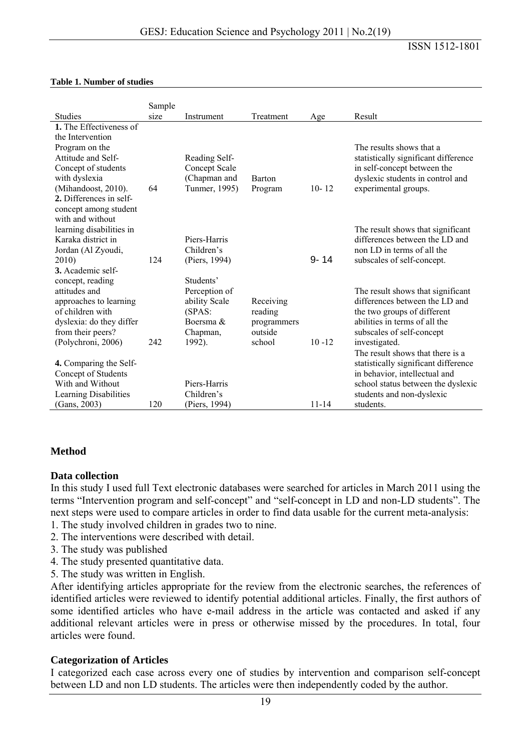**Table 1. Number of studies**

| Studies | Sample size | Instrument | Treatment | Age | Result |
|---|---|---|---|---|---|
| **1.** The Effectiveness of the Intervention Program on the Attitude and Self-Concept of students with dyslexia (Mihandoost, 2010). | 64 | Reading Self-Concept Scale (Chapman and Tunmer, 1995) | Barton Program | 10- 12 | The results shows that a statistically significant difference in self-concept between the dyslexic students in control and experimental groups. |
| **2.** Differences in self-concept among student with and without learning disabilities in Karaka district in Jordan (Al Zyoudi, 2010) | 124 | Piers-Harris Children's (Piers, 1994) | | 9- 14 | The result shows that significant differences between the LD and non LD in terms of all the subscales of self-concept. |
| **3.** Academic self-concept, reading attitudes and approaches to learning of children with dyslexia: do they differ from their peers? (Polychroni, 2006) | 242 | Students' Perception of ability Scale (SPAS: Boersma & Chapman, 1992). | Receiving reading programmers outside school | 10 -12 | The result shows that significant differences between the LD and the two groups of different abilities in terms of all the subscales of self-concept investigated. |
| **4.** Comparing the Self-Concept of Students With and Without Learning Disabilities (Gans, 2003) | 120 | Piers-Harris Children's (Piers, 1994) | | 11-14 | The result shows that there is a statistically significant difference in behavior, intellectual and school status between the dyslexic students and non-dyslexic students. |

## Method

### Data collection

In this study I used full Text electronic databases were searched for articles in March 2011 using the terms "Intervention program and self-concept" and "self-concept in LD and non-LD students". The next steps were used to compare articles in order to find data usable for the current meta-analysis:

1. The study involved children in grades two to nine.
2. The interventions were described with detail.
3. The study was published
4. The study presented quantitative data.
5. The study was written in English.

After identifying articles appropriate for the review from the electronic searches, the references of identified articles were reviewed to identify potential additional articles. Finally, the first authors of some identified articles who have e-mail address in the article was contacted and asked if any additional relevant articles were in press or otherwise missed by the procedures. In total, four articles were found.

### Categorization of Articles

I categorized each case across every one of studies by intervention and comparison self-concept between LD and non LD students. The articles were then independently coded by the author.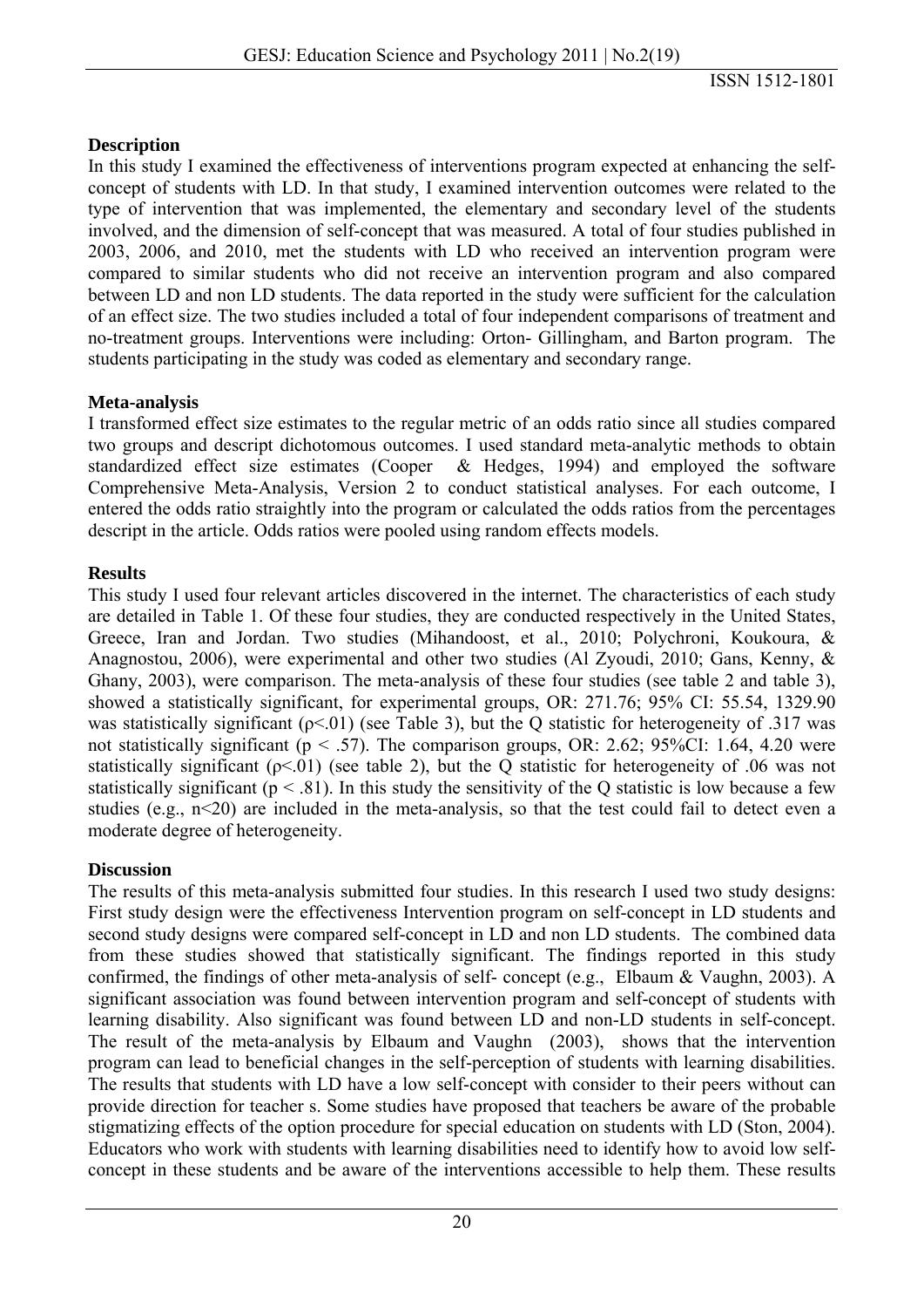**Description**

In this study I examined the effectiveness of interventions program expected at enhancing the self-concept of students with LD. In that study, I examined intervention outcomes were related to the type of intervention that was implemented, the elementary and secondary level of the students involved, and the dimension of self-concept that was measured. A total of four studies published in 2003, 2006, and 2010, met the students with LD who received an intervention program were compared to similar students who did not receive an intervention program and also compared between LD and non LD students. The data reported in the study were sufficient for the calculation of an effect size. The two studies included a total of four independent comparisons of treatment and no-treatment groups. Interventions were including: Orton- Gillingham, and Barton program. The students participating in the study was coded as elementary and secondary range.

**Meta-analysis**

I transformed effect size estimates to the regular metric of an odds ratio since all studies compared two groups and descript dichotomous outcomes. I used standard meta-analytic methods to obtain standardized effect size estimates (Cooper & Hedges, 1994) and employed the software Comprehensive Meta-Analysis, Version 2 to conduct statistical analyses. For each outcome, I entered the odds ratio straightly into the program or calculated the odds ratios from the percentages descript in the article. Odds ratios were pooled using random effects models.

**Results**

This study I used four relevant articles discovered in the internet. The characteristics of each study are detailed in Table 1. Of these four studies, they are conducted respectively in the United States, Greece, Iran and Jordan. Two studies (Mihandoost, et al., 2010; Polychroni, Koukoura, & Anagnostou, 2006), were experimental and other two studies (Al Zyoudi, 2010; Gans, Kenny, & Ghany, 2003), were comparison. The meta-analysis of these four studies (see table 2 and table 3), showed a statistically significant, for experimental groups, OR: 271.76; 95% CI: 55.54, 1329.90 was statistically significant ($\rho<.01$) (see Table 3), but the Q statistic for heterogeneity of .317 was not statistically significant ($p < .57$). The comparison groups, OR: 2.62; 95%CI: 1.64, 4.20 were statistically significant ($\rho<.01$) (see table 2), but the Q statistic for heterogeneity of .06 was not statistically significant ($p < .81$). In this study the sensitivity of the Q statistic is low because a few studies (e.g., $n<20$) are included in the meta-analysis, so that the test could fail to detect even a moderate degree of heterogeneity.

**Discussion**

The results of this meta-analysis submitted four studies. In this research I used two study designs: First study design were the effectiveness Intervention program on self-concept in LD students and second study designs were compared self-concept in LD and non LD students. The combined data from these studies showed that statistically significant. The findings reported in this study confirmed, the findings of other meta-analysis of self- concept (e.g., Elbaum & Vaughn, 2003). A significant association was found between intervention program and self-concept of students with learning disability. Also significant was found between LD and non-LD students in self-concept. The result of the meta-analysis by Elbaum and Vaughn (2003), shows that the intervention program can lead to beneficial changes in the self-perception of students with learning disabilities. The results that students with LD have a low self-concept with consider to their peers without can provide direction for teacher s. Some studies have proposed that teachers be aware of the probable stigmatizing effects of the option procedure for special education on students with LD (Ston, 2004). Educators who work with students with learning disabilities need to identify how to avoid low self-concept in these students and be aware of the interventions accessible to help them. These results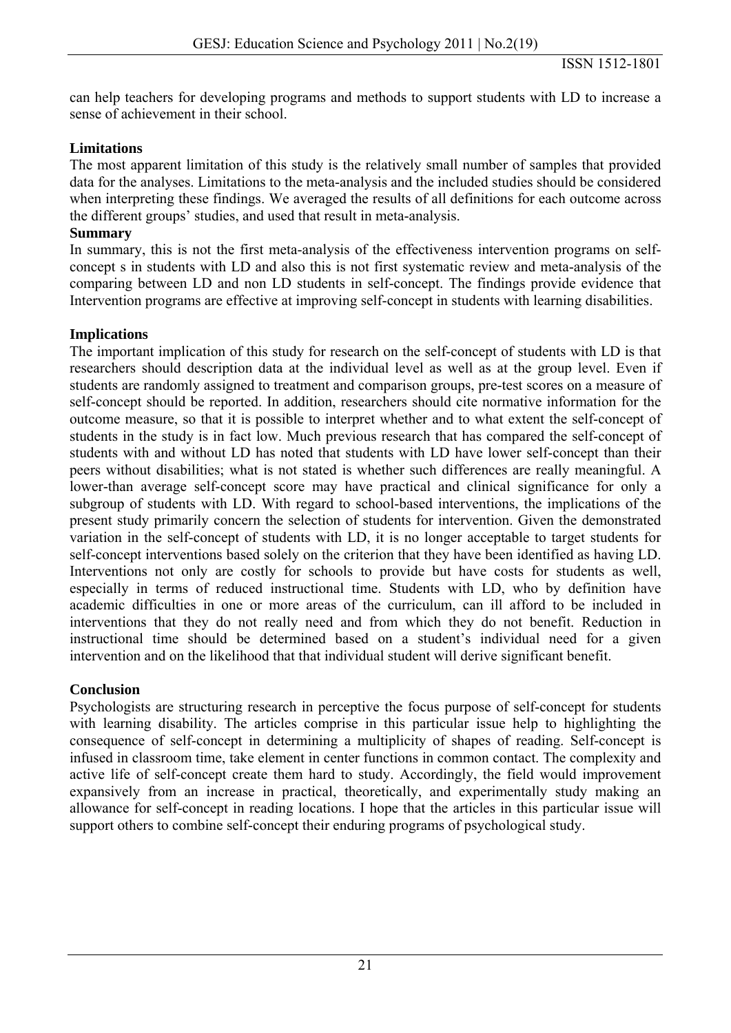can help teachers for developing programs and methods to support students with LD to increase a sense of achievement in their school.

**Limitations**

The most apparent limitation of this study is the relatively small number of samples that provided data for the analyses. Limitations to the meta-analysis and the included studies should be considered when interpreting these findings. We averaged the results of all definitions for each outcome across the different groups' studies, and used that result in meta-analysis.

**Summary**

In summary, this is not the first meta-analysis of the effectiveness intervention programs on self-concept s in students with LD and also this is not first systematic review and meta-analysis of the comparing between LD and non LD students in self-concept. The findings provide evidence that Intervention programs are effective at improving self-concept in students with learning disabilities.

**Implications**

The important implication of this study for research on the self-concept of students with LD is that researchers should description data at the individual level as well as at the group level. Even if students are randomly assigned to treatment and comparison groups, pre-test scores on a measure of self-concept should be reported. In addition, researchers should cite normative information for the outcome measure, so that it is possible to interpret whether and to what extent the self-concept of students in the study is in fact low. Much previous research that has compared the self-concept of students with and without LD has noted that students with LD have lower self-concept than their peers without disabilities; what is not stated is whether such differences are really meaningful. A lower-than average self-concept score may have practical and clinical significance for only a subgroup of students with LD. With regard to school-based interventions, the implications of the present study primarily concern the selection of students for intervention. Given the demonstrated variation in the self-concept of students with LD, it is no longer acceptable to target students for self-concept interventions based solely on the criterion that they have been identified as having LD. Interventions not only are costly for schools to provide but have costs for students as well, especially in terms of reduced instructional time. Students with LD, who by definition have academic difficulties in one or more areas of the curriculum, can ill afford to be included in interventions that they do not really need and from which they do not benefit. Reduction in instructional time should be determined based on a student's individual need for a given intervention and on the likelihood that that individual student will derive significant benefit.

**Conclusion**

Psychologists are structuring research in perceptive the focus purpose of self-concept for students with learning disability. The articles comprise in this particular issue help to highlighting the consequence of self-concept in determining a multiplicity of shapes of reading. Self-concept is infused in classroom time, take element in center functions in common contact. The complexity and active life of self-concept create them hard to study. Accordingly, the field would improvement expansively from an increase in practical, theoretically, and experimentally study making an allowance for self-concept in reading locations. I hope that the articles in this particular issue will support others to combine self-concept their enduring programs of psychological study.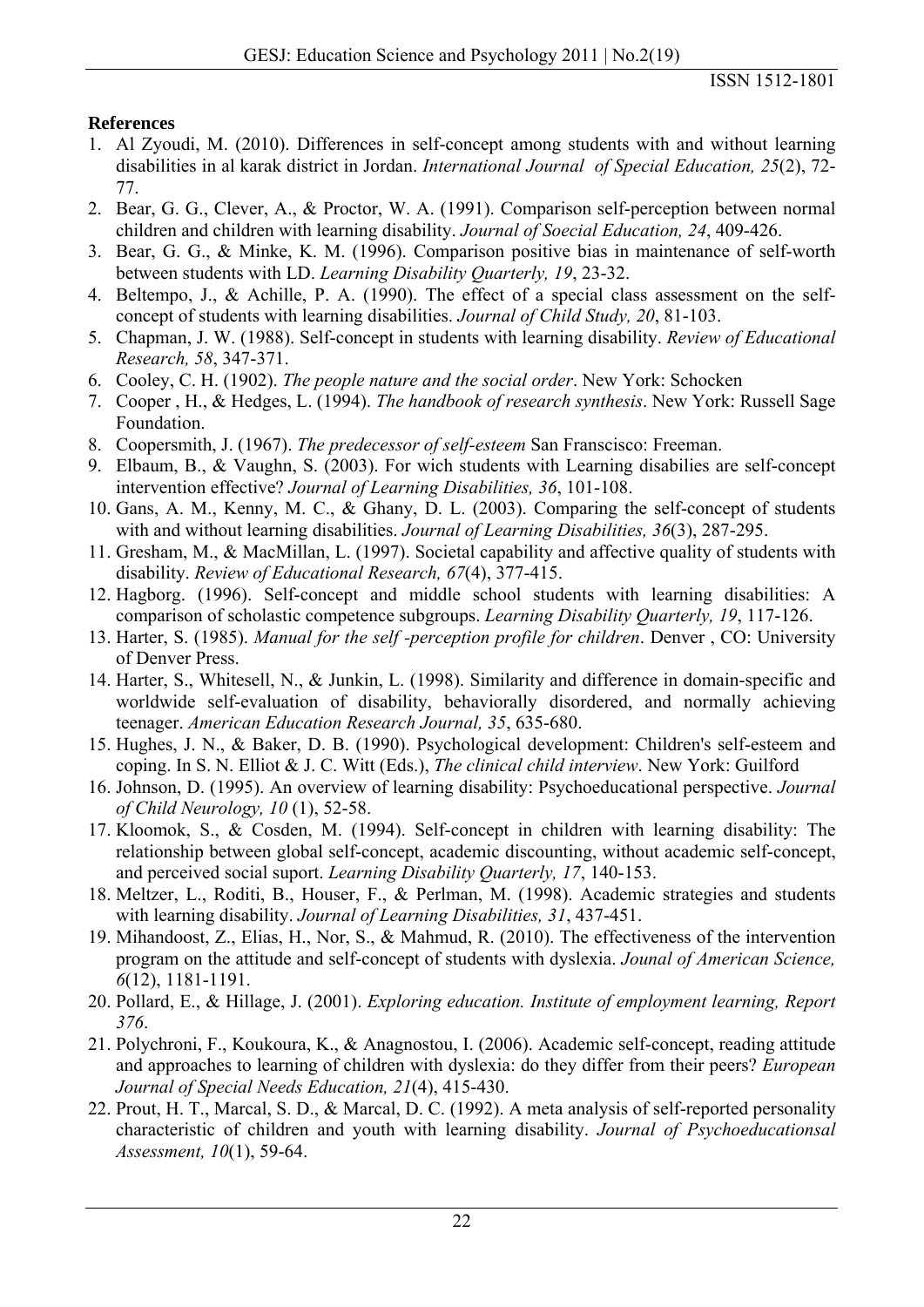**References**

1. Al Zyoudi, M. (2010). Differences in self-concept among students with and without learning disabilities in al karak district in Jordan. *International Journal of Special Education, 25*(2), 72-77.
2. Bear, G. G., Clever, A., & Proctor, W. A. (1991). Comparison self-perception between normal children and children with learning disability. *Journal of Soecial Education, 24*, 409-426.
3. Bear, G. G., & Minke, K. M. (1996). Comparison positive bias in maintenance of self-worth between students with LD. *Learning Disability Quarterly, 19*, 23-32.
4. Beltempo, J., & Achille, P. A. (1990). The effect of a special class assessment on the self-concept of students with learning disabilities. *Journal of Child Study, 20*, 81-103.
5. Chapman, J. W. (1988). Self-concept in students with learning disability. *Review of Educational Research, 58*, 347-371.
6. Cooley, C. H. (1902). *The people nature and the social order*. New York: Schocken
7. Cooper , H., & Hedges, L. (1994). *The handbook of research synthesis*. New York: Russell Sage Foundation.
8. Coopersmith, J. (1967). *The predecessor of self-esteem* San Franscisco: Freeman.
9. Elbaum, B., & Vaughn, S. (2003). For wich students with Learning disabilies are self-concept intervention effective? *Journal of Learning Disabilities, 36*, 101-108.
10. Gans, A. M., Kenny, M. C., & Ghany, D. L. (2003). Comparing the self-concept of students with and without learning disabilities. *Journal of Learning Disabilities, 36*(3), 287-295.
11. Gresham, M., & MacMillan, L. (1997). Societal capability and affective quality of students with disability. *Review of Educational Research, 67*(4), 377-415.
12. Hagborg. (1996). Self-concept and middle school students with learning disabilities: A comparison of scholastic competence subgroups. *Learning Disability Quarterly, 19*, 117-126.
13. Harter, S. (1985). *Manual for the self -perception profile for children*. Denver , CO: University of Denver Press.
14. Harter, S., Whitesell, N., & Junkin, L. (1998). Similarity and difference in domain-specific and worldwide self-evaluation of disability, behaviorally disordered, and normally achieving teenager. *American Education Research Journal, 35*, 635-680.
15. Hughes, J. N., & Baker, D. B. (1990). Psychological development: Children's self-esteem and coping. In S. N. Elliot & J. C. Witt (Eds.), *The clinical child interview*. New York: Guilford
16. Johnson, D. (1995). An overview of learning disability: Psychoeducational perspective. *Journal of Child Neurology, 10* (1), 52-58.
17. Kloomok, S., & Cosden, M. (1994). Self-concept in children with learning disability: The relationship between global self-concept, academic discounting, without academic self-concept, and perceived social suport. *Learning Disability Quarterly, 17*, 140-153.
18. Meltzer, L., Roditi, B., Houser, F., & Perlman, M. (1998). Academic strategies and students with learning disability. *Journal of Learning Disabilities, 31*, 437-451.
19. Mihandoost, Z., Elias, H., Nor, S., & Mahmud, R. (2010). The effectiveness of the intervention program on the attitude and self-concept of students with dyslexia. *Jounal of American Science, 6*(12), 1181-1191.
20. Pollard, E., & Hillage, J. (2001). *Exploring education. Institute of employment learning, Report 376*.
21. Polychroni, F., Koukoura, K., & Anagnostou, I. (2006). Academic self-concept, reading attitude and approaches to learning of children with dyslexia: do they differ from their peers? *European Journal of Special Needs Education, 21*(4), 415-430.
22. Prout, H. T., Marcal, S. D., & Marcal, D. C. (1992). A meta analysis of self-reported personality characteristic of children and youth with learning disability. *Journal of Psychoeducationsal Assessment, 10*(1), 59-64.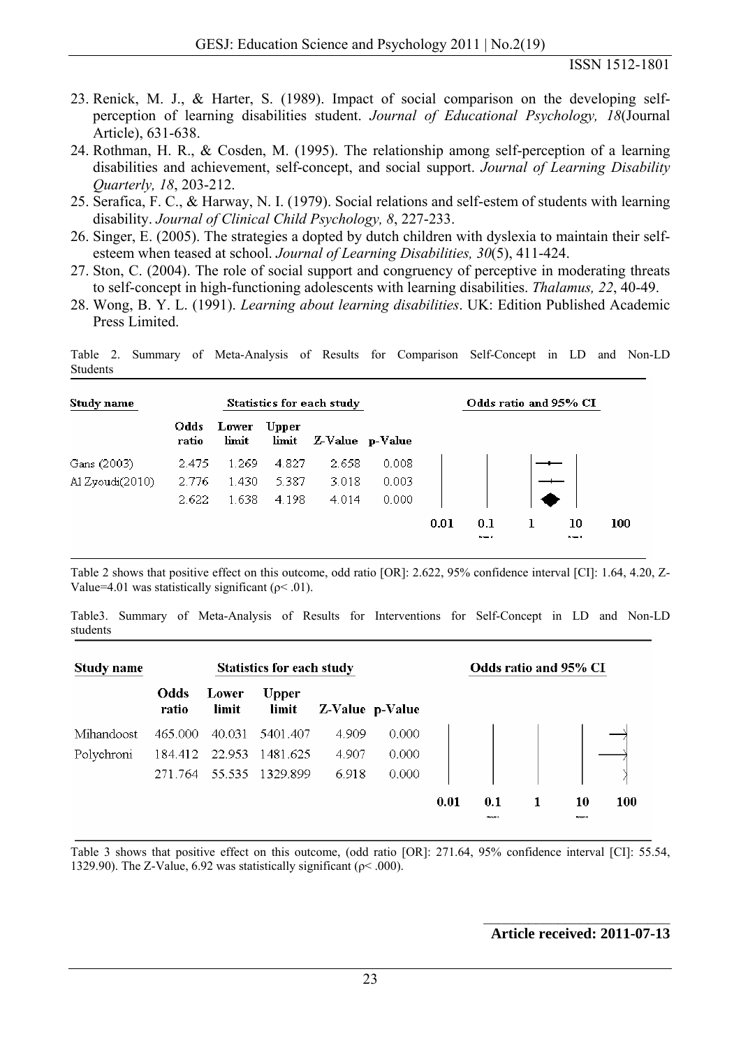23. Renick, M. J., & Harter, S. (1989). Impact of social comparison on the developing self-perception of learning disabilities student. *Journal of Educational Psychology, 18*(Journal Article), 631-638.
24. Rothman, H. R., & Cosden, M. (1995). The relationship among self-perception of a learning disabilities and achievement, self-concept, and social support. *Journal of Learning Disability Quarterly, 18*, 203-212.
25. Serafica, F. C., & Harway, N. I. (1979). Social relations and self-estem of students with learning disability. *Journal of Clinical Child Psychology, 8*, 227-233.
26. Singer, E. (2005). The strategies a dopted by dutch children with dyslexia to maintain their self-esteem when teased at school. *Journal of Learning Disabilities, 30*(5), 411-424.
27. Ston, C. (2004). The role of social support and congruency of perceptive in moderating threats to self-concept in high-functioning adolescents with learning disabilities. *Thalamus, 22*, 40-49.
28. Wong, B. Y. L. (1991). *Learning about learning disabilities*. UK: Edition Published Academic Press Limited.

Table 2. Summary of Meta-Analysis of Results for Comparison Self-Concept in LD and Non-LD Students

| Study name | Statistics for each study | | | | | Odds ratio and 95% CI |
|---|---|---|---|---|---|---|
| | Odds ratio | Lower limit | Upper limit | Z-Value | p-Value | |
| Gans (2003) | 2.475 | 1.269 | 4.827 | 2.658 | 0.008 | |
| Al Zyoudi(2010) | 2.776 | 1.430 | 5.387 | 3.018 | 0.003 | |
| | 2.622 | 1.638 | 4.198 | 4.014 | 0.000 | |
| | | | | | | 0.01 0.1 1 10 100 |

Table 2 shows that positive effect on this outcome, odd ratio [OR]: 2.622, 95% confidence interval [CI]: 1.64, 4.20, Z-Value=4.01 was statistically significant (ρ< .01).

Table3. Summary of Meta-Analysis of Results for Interventions for Self-Concept in LD and Non-LD students

| Study name | Statistics for each study | | | | | Odds ratio and 95% CI |
|---|---|---|---|---|---|---|
| | Odds ratio | Lower limit | Upper limit | Z-Value | p-Value | |
| Mihandoost | 465.000 | 40.031 | 5401.407 | 4.909 | 0.000 | |
| Polychroni | 184.412 | 22.953 | 1481.625 | 4.907 | 0.000 | |
| | 271.764 | 55.535 | 1329.899 | 6.918 | 0.000 | |
| | | | | | | 0.01 0.1 1 10 100 |

Table 3 shows that positive effect on this outcome, (odd ratio [OR]: 271.64, 95% confidence interval [CI]: 55.54, 1329.90). The Z-Value, 6.92 was statistically significant (ρ< .000).

**Article received: 2011-07-13**